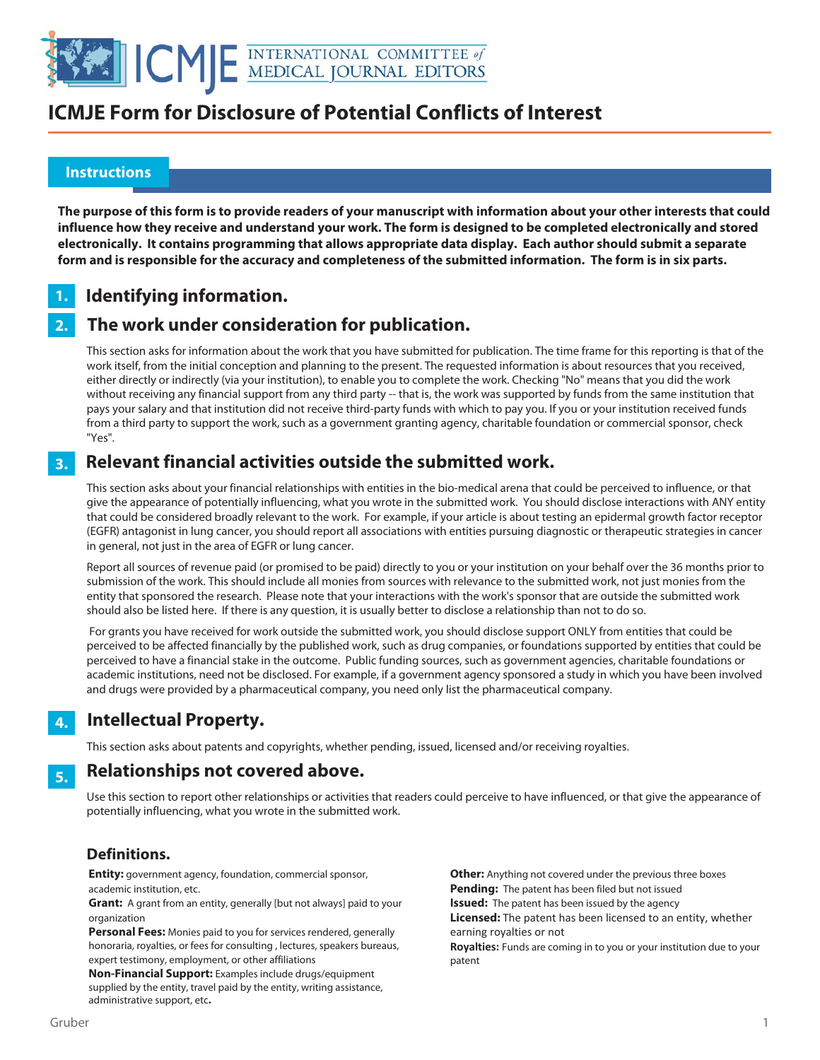# ICMJE Form for Disclosure of Potential Conflicts of Interest

## Instructions

**The purpose of this form is to provide readers of your manuscript with information about your other interests that could influence how they receive and understand your work. The form is designed to be completed electronically and stored electronically. It contains programming that allows appropriate data display. Each author should submit a separate form and is responsible for the accuracy and completeness of the submitted information. The form is in six parts.**

## 1. Identifying information.

## 2. The work under consideration for publication.

This section asks for information about the work that you have submitted for publication. The time frame for this reporting is that of the work itself, from the initial conception and planning to the present. The requested information is about resources that you received, either directly or indirectly (via your institution), to enable you to complete the work. Checking "No" means that you did the work without receiving any financial support from any third party -- that is, the work was supported by funds from the same institution that pays your salary and that institution did not receive third-party funds with which to pay you. If you or your institution received funds from a third party to support the work, such as a government granting agency, charitable foundation or commercial sponsor, check "Yes".

## 3. Relevant financial activities outside the submitted work.

This section asks about your financial relationships with entities in the bio-medical arena that could be perceived to influence, or that give the appearance of potentially influencing, what you wrote in the submitted work. You should disclose interactions with ANY entity that could be considered broadly relevant to the work. For example, if your article is about testing an epidermal growth factor receptor (EGFR) antagonist in lung cancer, you should report all associations with entities pursuing diagnostic or therapeutic strategies in cancer in general, not just in the area of EGFR or lung cancer.

Report all sources of revenue paid (or promised to be paid) directly to you or your institution on your behalf over the 36 months prior to submission of the work. This should include all monies from sources with relevance to the submitted work, not just monies from the entity that sponsored the research. Please note that your interactions with the work's sponsor that are outside the submitted work should also be listed here. If there is any question, it is usually better to disclose a relationship than not to do so.

For grants you have received for work outside the submitted work, you should disclose support ONLY from entities that could be perceived to be affected financially by the published work, such as drug companies, or foundations supported by entities that could be perceived to have a financial stake in the outcome. Public funding sources, such as government agencies, charitable foundations or academic institutions, need not be disclosed. For example, if a government agency sponsored a study in which you have been involved and drugs were provided by a pharmaceutical company, you need only list the pharmaceutical company.

## 4. Intellectual Property.

This section asks about patents and copyrights, whether pending, issued, licensed and/or receiving royalties.

## 5. Relationships not covered above.

Use this section to report other relationships or activities that readers could perceive to have influenced, or that give the appearance of potentially influencing, what you wrote in the submitted work.

### Definitions.

**Entity:** government agency, foundation, commercial sponsor, academic institution, etc.

**Grant:** A grant from an entity, generally [but not always] paid to your organization

**Personal Fees:** Monies paid to you for services rendered, generally honoraria, royalties, or fees for consulting , lectures, speakers bureaus, expert testimony, employment, or other affiliations

**Non-Financial Support:** Examples include drugs/equipment supplied by the entity, travel paid by the entity, writing assistance, administrative support, etc**.**

**Other:** Anything not covered under the previous three boxes

**Pending:** The patent has been filed but not issued

**Issued:** The patent has been issued by the agency

**Licensed:** The patent has been licensed to an entity, whether earning royalties or not

**Royalties:** Funds are coming in to you or your institution due to your patent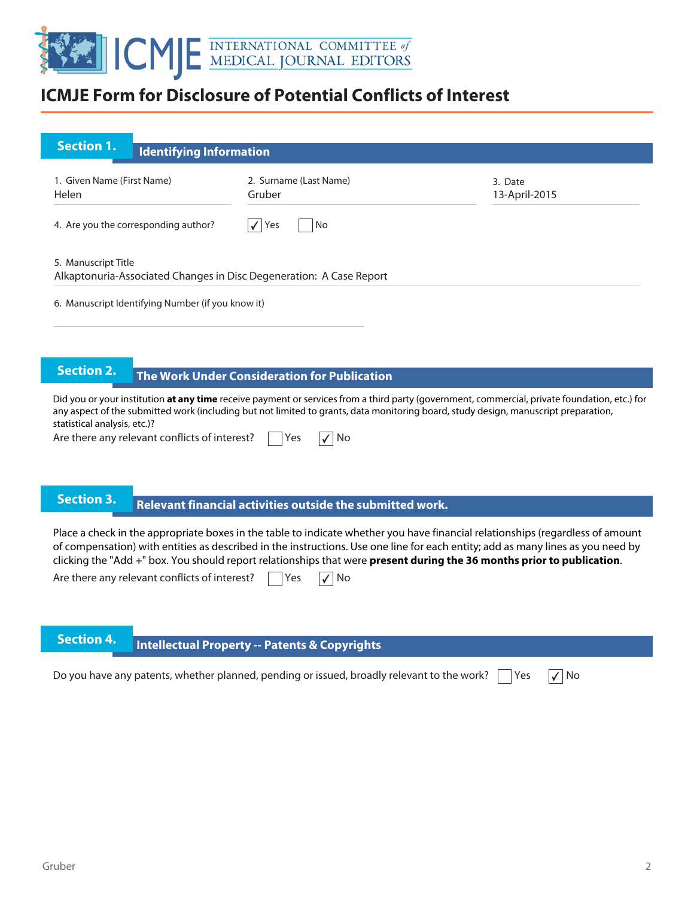# ICMJE Form for Disclosure of Potential Conflicts of Interest

## Section 1. Identifying Information

1. Given Name (First Name): Helen
2. Surname (Last Name): Gruber
3. Date: 13-April-2015
4. Are you the corresponding author? ☑ Yes ☐ No
5. Manuscript Title: Alkaptonuria-Associated Changes in Disc Degeneration: A Case Report
6. Manuscript Identifying Number (if you know it):

## Section 2. The Work Under Consideration for Publication

Did you or your institution **at any time** receive payment or services from a third party (government, commercial, private foundation, etc.) for any aspect of the submitted work (including but not limited to grants, data monitoring board, study design, manuscript preparation, statistical analysis, etc.)?

Are there any relevant conflicts of interest? ☐ Yes ☑ No

## Section 3. Relevant financial activities outside the submitted work.

Place a check in the appropriate boxes in the table to indicate whether you have financial relationships (regardless of amount of compensation) with entities as described in the instructions. Use one line for each entity; add as many lines as you need by clicking the "Add +" box. You should report relationships that were **present during the 36 months prior to publication**.

Are there any relevant conflicts of interest? ☐ Yes ☑ No

## Section 4. Intellectual Property -- Patents & Copyrights

Do you have any patents, whether planned, pending or issued, broadly relevant to the work? ☐ Yes ☑ No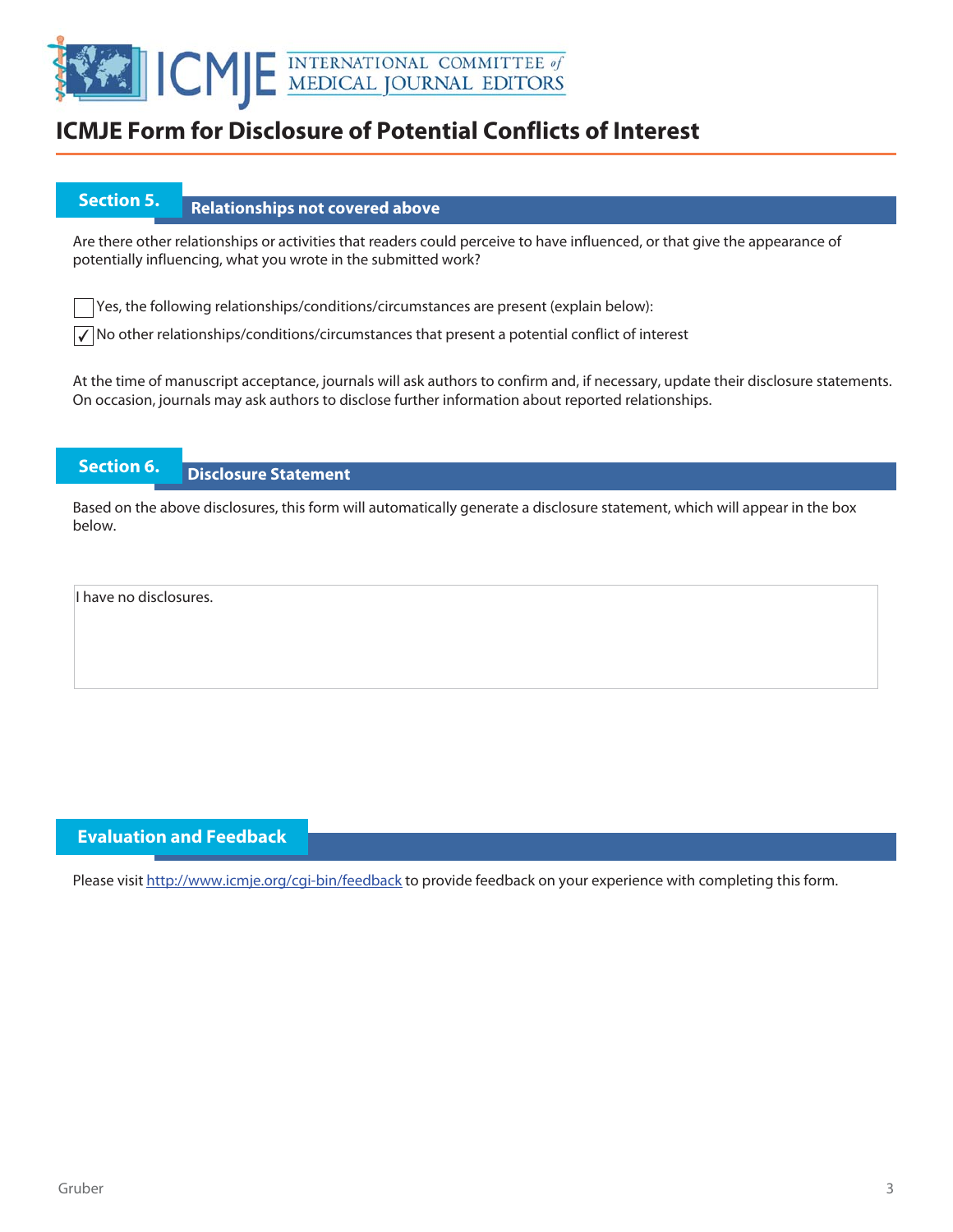# ICMJE Form for Disclosure of Potential Conflicts of Interest

## Section 5. Relationships not covered above

Are there other relationships or activities that readers could perceive to have influenced, or that give the appearance of potentially influencing, what you wrote in the submitted work?

- [ ] Yes, the following relationships/conditions/circumstances are present (explain below):
- [x] No other relationships/conditions/circumstances that present a potential conflict of interest

At the time of manuscript acceptance, journals will ask authors to confirm and, if necessary, update their disclosure statements. On occasion, journals may ask authors to disclose further information about reported relationships.

## Section 6. Disclosure Statement

Based on the above disclosures, this form will automatically generate a disclosure statement, which will appear in the box below.

> I have no disclosures.

## Evaluation and Feedback

Please visit http://www.icmje.org/cgi-bin/feedback to provide feedback on your experience with completing this form.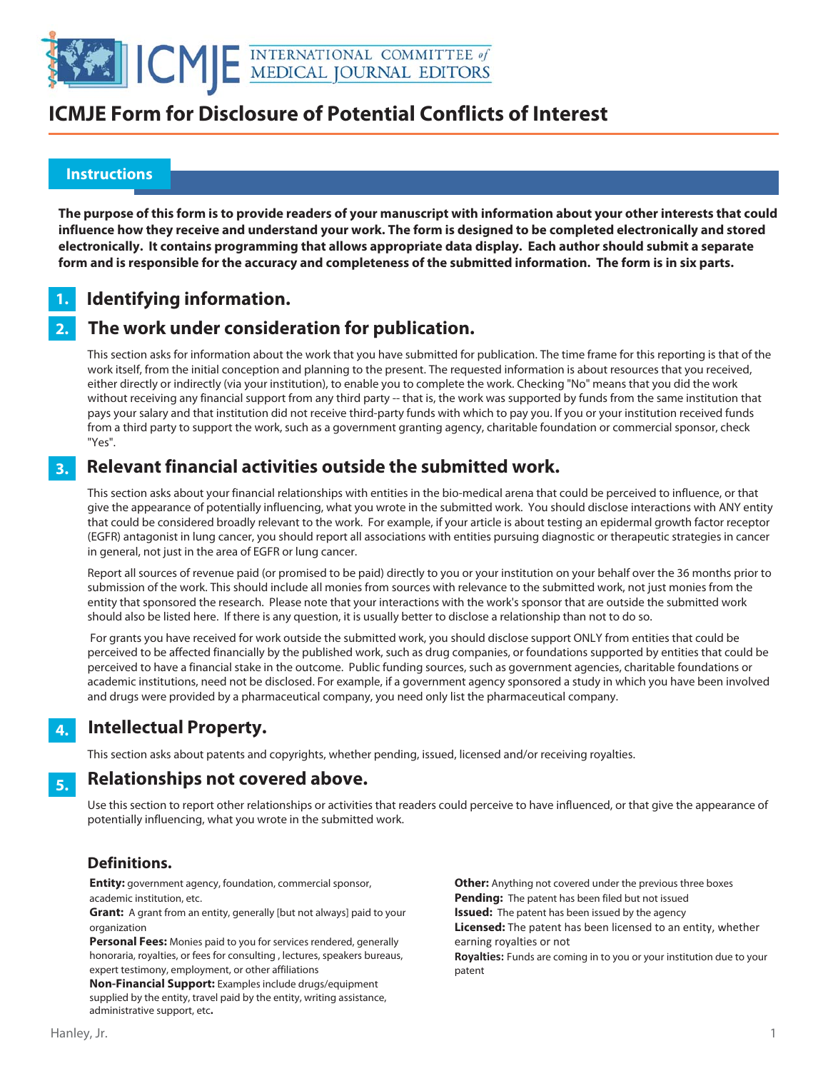# ICMJE Form for Disclosure of Potential Conflicts of Interest

## Instructions

**The purpose of this form is to provide readers of your manuscript with information about your other interests that could influence how they receive and understand your work. The form is designed to be completed electronically and stored electronically. It contains programming that allows appropriate data display. Each author should submit a separate form and is responsible for the accuracy and completeness of the submitted information. The form is in six parts.**

### 1. Identifying information.

### 2. The work under consideration for publication.

This section asks for information about the work that you have submitted for publication. The time frame for this reporting is that of the work itself, from the initial conception and planning to the present. The requested information is about resources that you received, either directly or indirectly (via your institution), to enable you to complete the work. Checking "No" means that you did the work without receiving any financial support from any third party -- that is, the work was supported by funds from the same institution that pays your salary and that institution did not receive third-party funds with which to pay you. If you or your institution received funds from a third party to support the work, such as a government granting agency, charitable foundation or commercial sponsor, check "Yes".

### 3. Relevant financial activities outside the submitted work.

This section asks about your financial relationships with entities in the bio-medical arena that could be perceived to influence, or that give the appearance of potentially influencing, what you wrote in the submitted work. You should disclose interactions with ANY entity that could be considered broadly relevant to the work. For example, if your article is about testing an epidermal growth factor receptor (EGFR) antagonist in lung cancer, you should report all associations with entities pursuing diagnostic or therapeutic strategies in cancer in general, not just in the area of EGFR or lung cancer.

Report all sources of revenue paid (or promised to be paid) directly to you or your institution on your behalf over the 36 months prior to submission of the work. This should include all monies from sources with relevance to the submitted work, not just monies from the entity that sponsored the research. Please note that your interactions with the work's sponsor that are outside the submitted work should also be listed here. If there is any question, it is usually better to disclose a relationship than not to do so.

For grants you have received for work outside the submitted work, you should disclose support ONLY from entities that could be perceived to be affected financially by the published work, such as drug companies, or foundations supported by entities that could be perceived to have a financial stake in the outcome. Public funding sources, such as government agencies, charitable foundations or academic institutions, need not be disclosed. For example, if a government agency sponsored a study in which you have been involved and drugs were provided by a pharmaceutical company, you need only list the pharmaceutical company.

### 4. Intellectual Property.

This section asks about patents and copyrights, whether pending, issued, licensed and/or receiving royalties.

### 5. Relationships not covered above.

Use this section to report other relationships or activities that readers could perceive to have influenced, or that give the appearance of potentially influencing, what you wrote in the submitted work.

### Definitions.

**Entity:** government agency, foundation, commercial sponsor, academic institution, etc.

**Grant:** A grant from an entity, generally [but not always] paid to your organization

**Personal Fees:** Monies paid to you for services rendered, generally honoraria, royalties, or fees for consulting , lectures, speakers bureaus, expert testimony, employment, or other affiliations

**Non-Financial Support:** Examples include drugs/equipment supplied by the entity, travel paid by the entity, writing assistance, administrative support, etc**.**

**Other:** Anything not covered under the previous three boxes

**Pending:** The patent has been filed but not issued

**Issued:** The patent has been issued by the agency

**Licensed:** The patent has been licensed to an entity, whether earning royalties or not

**Royalties:** Funds are coming in to you or your institution due to your patent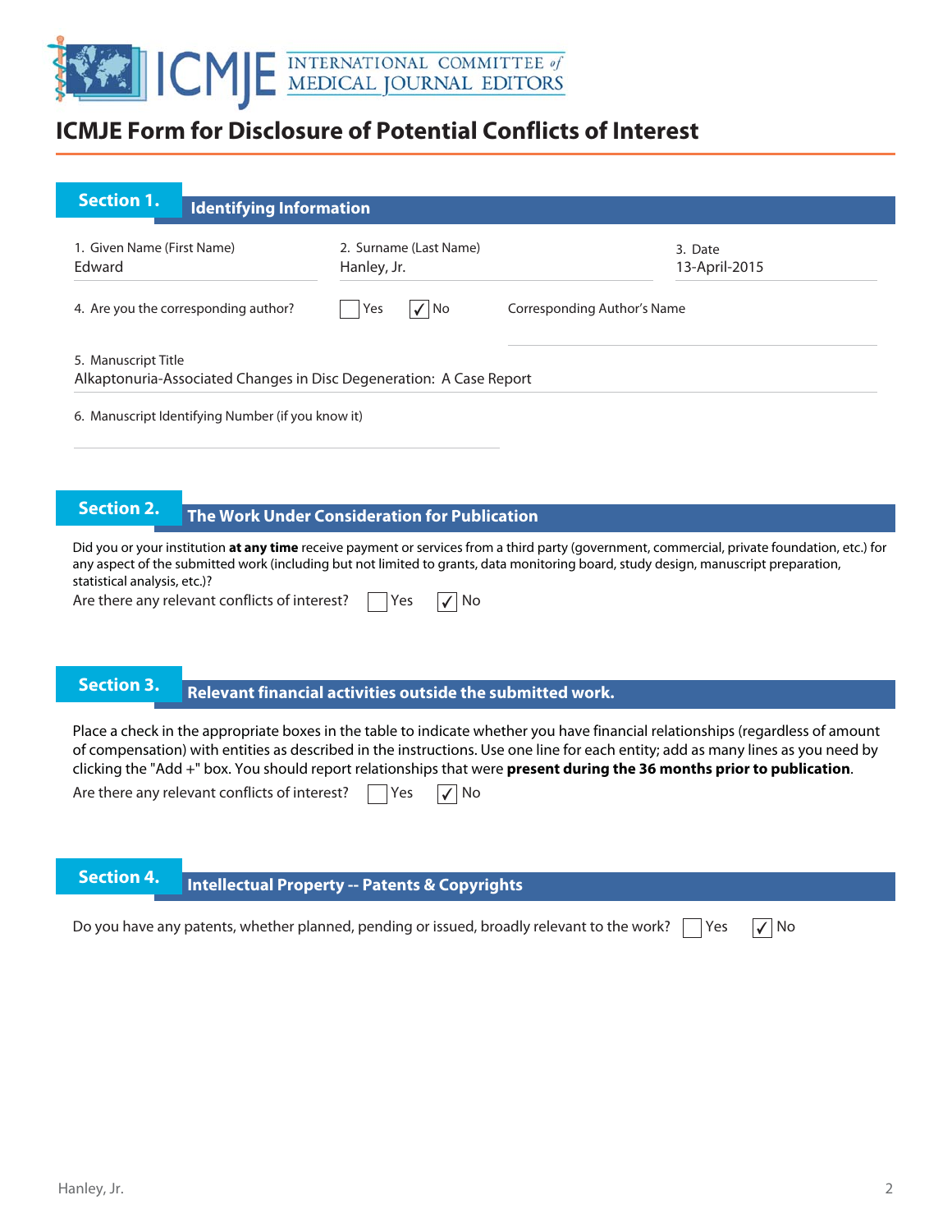# ICMJE Form for Disclosure of Potential Conflicts of Interest

## Section 1. Identifying Information

1. Given Name (First Name): Edward
2. Surname (Last Name): Hanley, Jr.
3. Date: 13-April-2015
4. Are you the corresponding author? ☐ Yes ☑ No

   Corresponding Author's Name:

5. Manuscript Title: Alkaptonuria-Associated Changes in Disc Degeneration: A Case Report
6. Manuscript Identifying Number (if you know it):

## Section 2. The Work Under Consideration for Publication

Did you or your institution **at any time** receive payment or services from a third party (government, commercial, private foundation, etc.) for any aspect of the submitted work (including but not limited to grants, data monitoring board, study design, manuscript preparation, statistical analysis, etc.)?

Are there any relevant conflicts of interest? ☐ Yes ☑ No

## Section 3. Relevant financial activities outside the submitted work.

Place a check in the appropriate boxes in the table to indicate whether you have financial relationships (regardless of amount of compensation) with entities as described in the instructions. Use one line for each entity; add as many lines as you need by clicking the "Add +" box. You should report relationships that were **present during the 36 months prior to publication**.

Are there any relevant conflicts of interest? ☐ Yes ☑ No

## Section 4. Intellectual Property -- Patents & Copyrights

Do you have any patents, whether planned, pending or issued, broadly relevant to the work? ☐ Yes ☑ No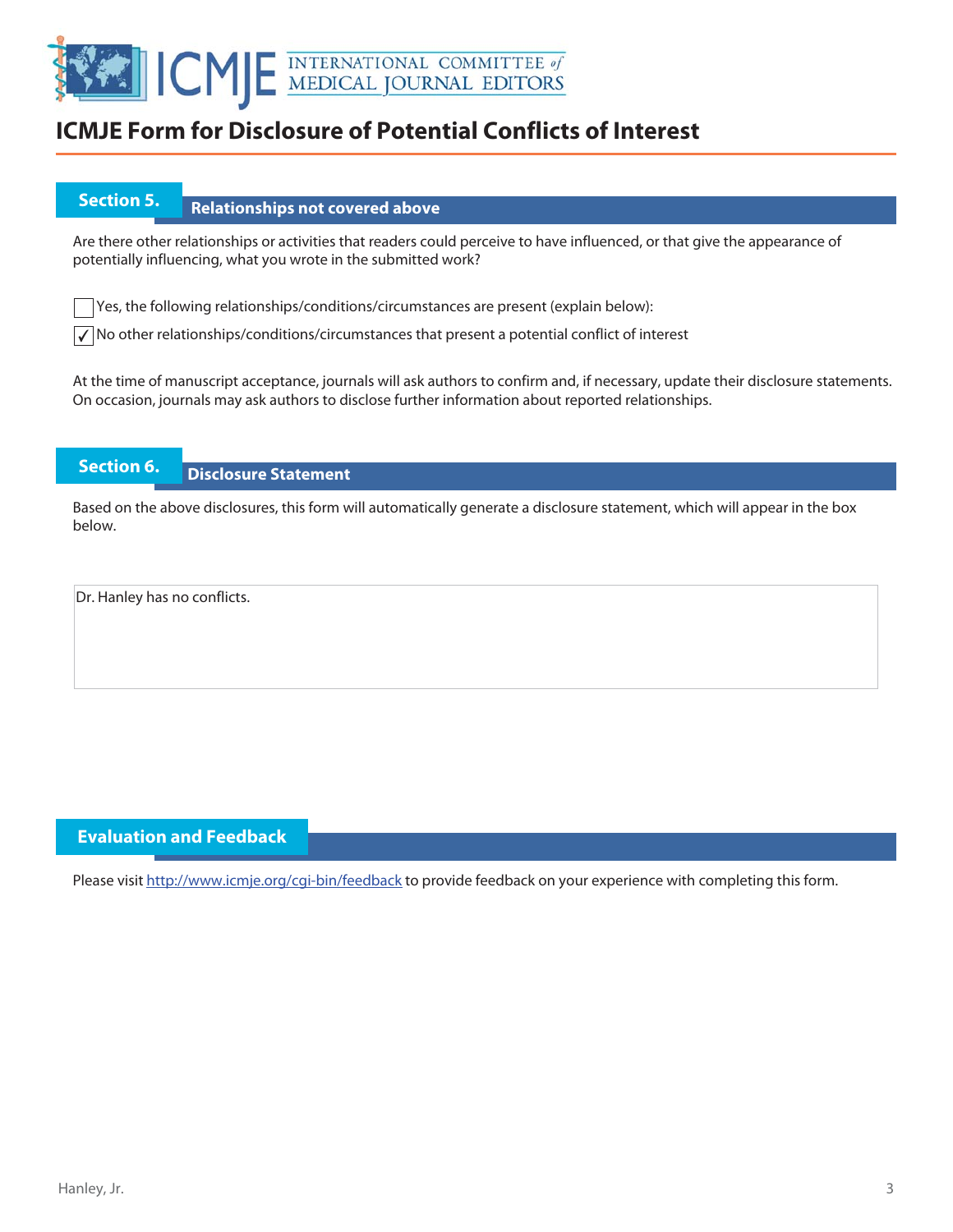# ICMJE Form for Disclosure of Potential Conflicts of Interest

## Section 5. Relationships not covered above

Are there other relationships or activities that readers could perceive to have influenced, or that give the appearance of potentially influencing, what you wrote in the submitted work?

☐ Yes, the following relationships/conditions/circumstances are present (explain below):

☑ No other relationships/conditions/circumstances that present a potential conflict of interest

At the time of manuscript acceptance, journals will ask authors to confirm and, if necessary, update their disclosure statements. On occasion, journals may ask authors to disclose further information about reported relationships.

## Section 6. Disclosure Statement

Based on the above disclosures, this form will automatically generate a disclosure statement, which will appear in the box below.

Dr. Hanley has no conflicts.

## Evaluation and Feedback

Please visit http://www.icmje.org/cgi-bin/feedback to provide feedback on your experience with completing this form.